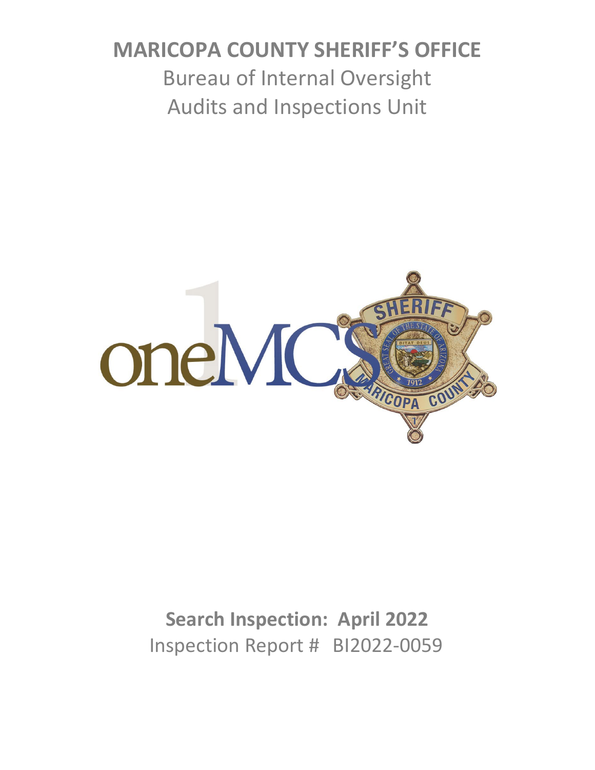# MARICOPA COUNTY SHERIFF'S OFFICE

Bureau of Internal Oversight

Audits and Inspections Unit

**Search Inspection: April 2022**

Inspection Report # BI2022-0059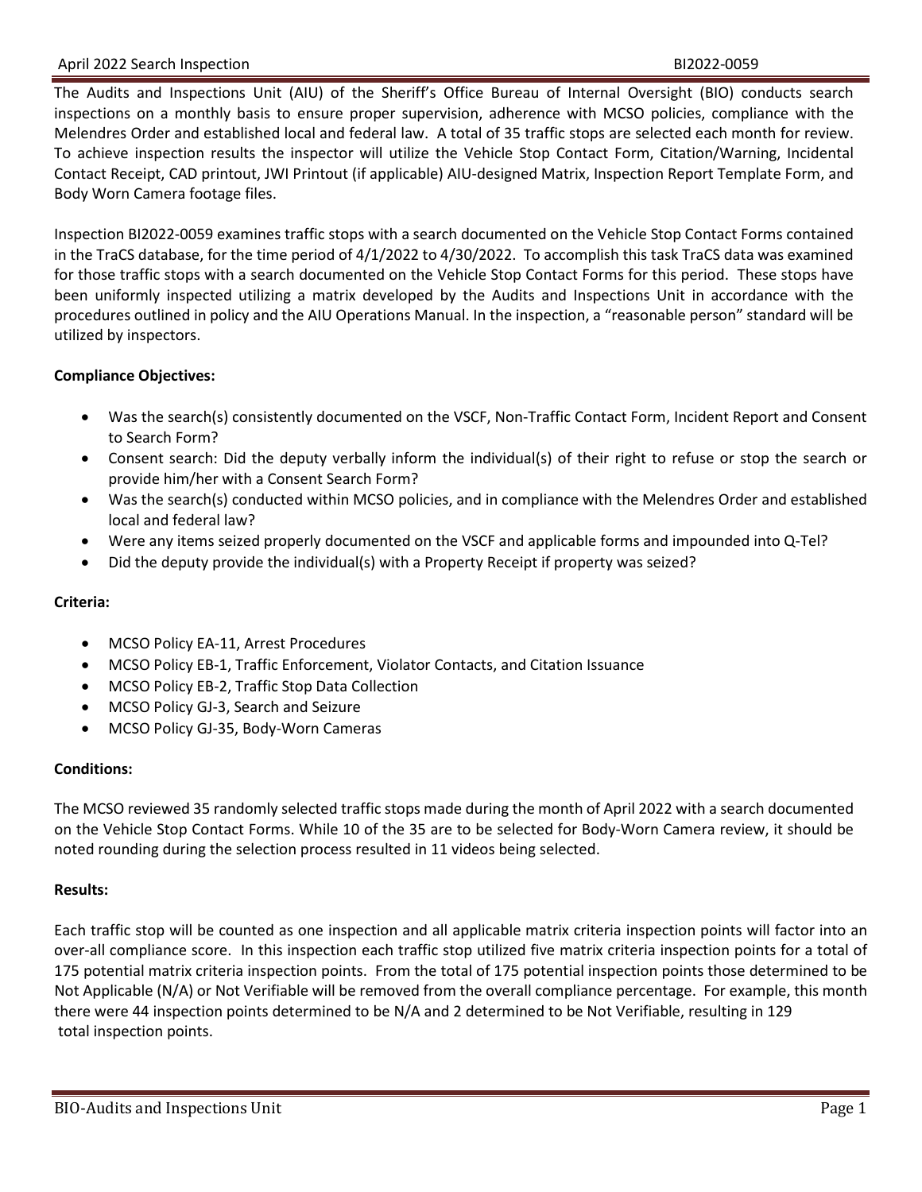The Audits and Inspections Unit (AIU) of the Sheriff's Office Bureau of Internal Oversight (BIO) conducts search inspections on a monthly basis to ensure proper supervision, adherence with MCSO policies, compliance with the Melendres Order and established local and federal law. A total of 35 traffic stops are selected each month for review. To achieve inspection results the inspector will utilize the Vehicle Stop Contact Form, Citation/Warning, Incidental Contact Receipt, CAD printout, JWI Printout (if applicable) AIU-designed Matrix, Inspection Report Template Form, and Body Worn Camera footage files.

Inspection BI2022-0059 examines traffic stops with a search documented on the Vehicle Stop Contact Forms contained in the TraCS database, for the time period of 4/1/2022 to 4/30/2022. To accomplish this task TraCS data was examined for those traffic stops with a search documented on the Vehicle Stop Contact Forms for this period. These stops have been uniformly inspected utilizing a matrix developed by the Audits and Inspections Unit in accordance with the procedures outlined in policy and the AIU Operations Manual. In the inspection, a "reasonable person" standard will be utilized by inspectors.

**Compliance Objectives:**

- Was the search(s) consistently documented on the VSCF, Non-Traffic Contact Form, Incident Report and Consent to Search Form?
- Consent search: Did the deputy verbally inform the individual(s) of their right to refuse or stop the search or provide him/her with a Consent Search Form?
- Was the search(s) conducted within MCSO policies, and in compliance with the Melendres Order and established local and federal law?
- Were any items seized properly documented on the VSCF and applicable forms and impounded into Q-Tel?
- Did the deputy provide the individual(s) with a Property Receipt if property was seized?

**Criteria:**

- MCSO Policy EA-11, Arrest Procedures
- MCSO Policy EB-1, Traffic Enforcement, Violator Contacts, and Citation Issuance
- MCSO Policy EB-2, Traffic Stop Data Collection
- MCSO Policy GJ-3, Search and Seizure
- MCSO Policy GJ-35, Body-Worn Cameras

**Conditions:**

The MCSO reviewed 35 randomly selected traffic stops made during the month of April 2022 with a search documented on the Vehicle Stop Contact Forms. While 10 of the 35 are to be selected for Body-Worn Camera review, it should be noted rounding during the selection process resulted in 11 videos being selected.

**Results:**

Each traffic stop will be counted as one inspection and all applicable matrix criteria inspection points will factor into an over-all compliance score. In this inspection each traffic stop utilized five matrix criteria inspection points for a total of 175 potential matrix criteria inspection points. From the total of 175 potential inspection points those determined to be Not Applicable (N/A) or Not Verifiable will be removed from the overall compliance percentage. For example, this month there were 44 inspection points determined to be N/A and 2 determined to be Not Verifiable, resulting in 129 total inspection points.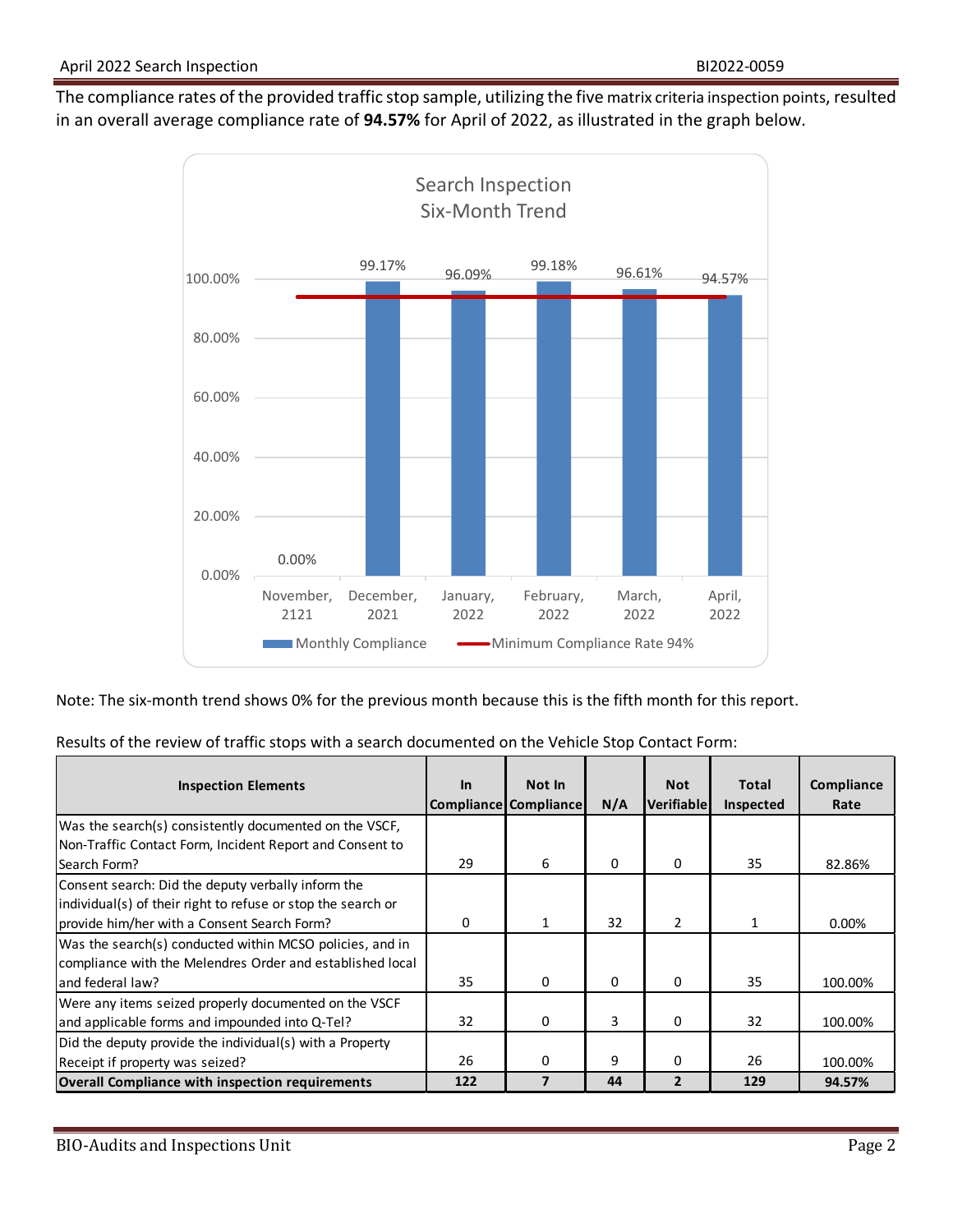The compliance rates of the provided traffic stop sample, utilizing the five matrix criteria inspection points, resulted in an overall average compliance rate of **94.57%** for April of 2022, as illustrated in the graph below.

Search Inspection
Six-Month Trend

| Month | Monthly Compliance | Minimum Compliance Rate 94% |
|---|---|---|
| November, 2121 | 0.00% | 94% |
| December, 2021 | 99.17% | 94% |
| January, 2022 | 96.09% | 94% |
| February, 2022 | 99.18% | 94% |
| March, 2022 | 96.61% | 94% |
| April, 2022 | 94.57% | 94% |

Note: The six-month trend shows 0% for the previous month because this is the fifth month for this report.

Results of the review of traffic stops with a search documented on the Vehicle Stop Contact Form:

| Inspection Elements | In Compliance | Not In Compliance | N/A | Not Verifiable | Total Inspected | Compliance Rate |
|---|---|---|---|---|---|---|
| Was the search(s) consistently documented on the VSCF, Non-Traffic Contact Form, Incident Report and Consent to Search Form? | 29 | 6 | 0 | 0 | 35 | 82.86% |
| Consent search: Did the deputy verbally inform the individual(s) of their right to refuse or stop the search or provide him/her with a Consent Search Form? | 0 | 1 | 32 | 2 | 1 | 0.00% |
| Was the search(s) conducted within MCSO policies, and in compliance with the Melendres Order and established local and federal law? | 35 | 0 | 0 | 0 | 35 | 100.00% |
| Were any items seized properly documented on the VSCF and applicable forms and impounded into Q-Tel? | 32 | 0 | 3 | 0 | 32 | 100.00% |
| Did the deputy provide the individual(s) with a Property Receipt if property was seized? | 26 | 0 | 9 | 0 | 26 | 100.00% |
| **Overall Compliance with inspection requirements** | **122** | **7** | **44** | **2** | **129** | **94.57%** |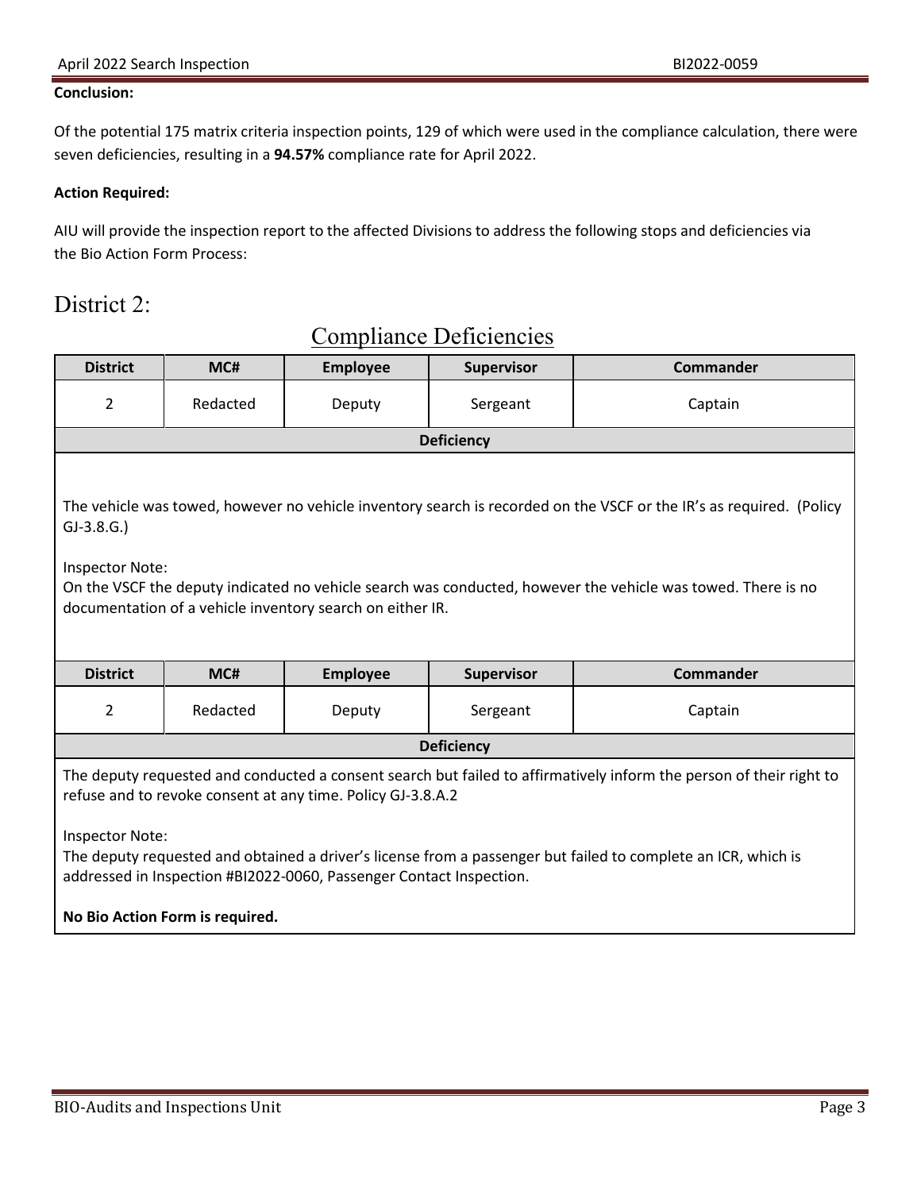**Conclusion:**

Of the potential 175 matrix criteria inspection points, 129 of which were used in the compliance calculation, there were seven deficiencies, resulting in a **94.57%** compliance rate for April 2022.

**Action Required:**

AIU will provide the inspection report to the affected Divisions to address the following stops and deficiencies via the Bio Action Form Process:

# District 2:

## Compliance Deficiencies

| District | MC# | Employee | Supervisor | Commander |
|---|---|---|---|---|
| 2 | Redacted | Deputy | Sergeant | Captain |
| **Deficiency** | | | | |
| The vehicle was towed, however no vehicle inventory search is recorded on the VSCF or the IR's as required. (Policy GJ-3.8.G.)<br><br>Inspector Note:<br>On the VSCF the deputy indicated no vehicle search was conducted, however the vehicle was towed. There is no documentation of a vehicle inventory search on either IR. | | | | |

| District | MC# | Employee | Supervisor | Commander |
|---|---|---|---|---|
| 2 | Redacted | Deputy | Sergeant | Captain |
| **Deficiency** | | | | |
| The deputy requested and conducted a consent search but failed to affirmatively inform the person of their right to refuse and to revoke consent at any time. Policy GJ-3.8.A.2<br><br>Inspector Note:<br>The deputy requested and obtained a driver's license from a passenger but failed to complete an ICR, which is addressed in Inspection #BI2022-0060, Passenger Contact Inspection.<br><br>**No Bio Action Form is required.** | | | | |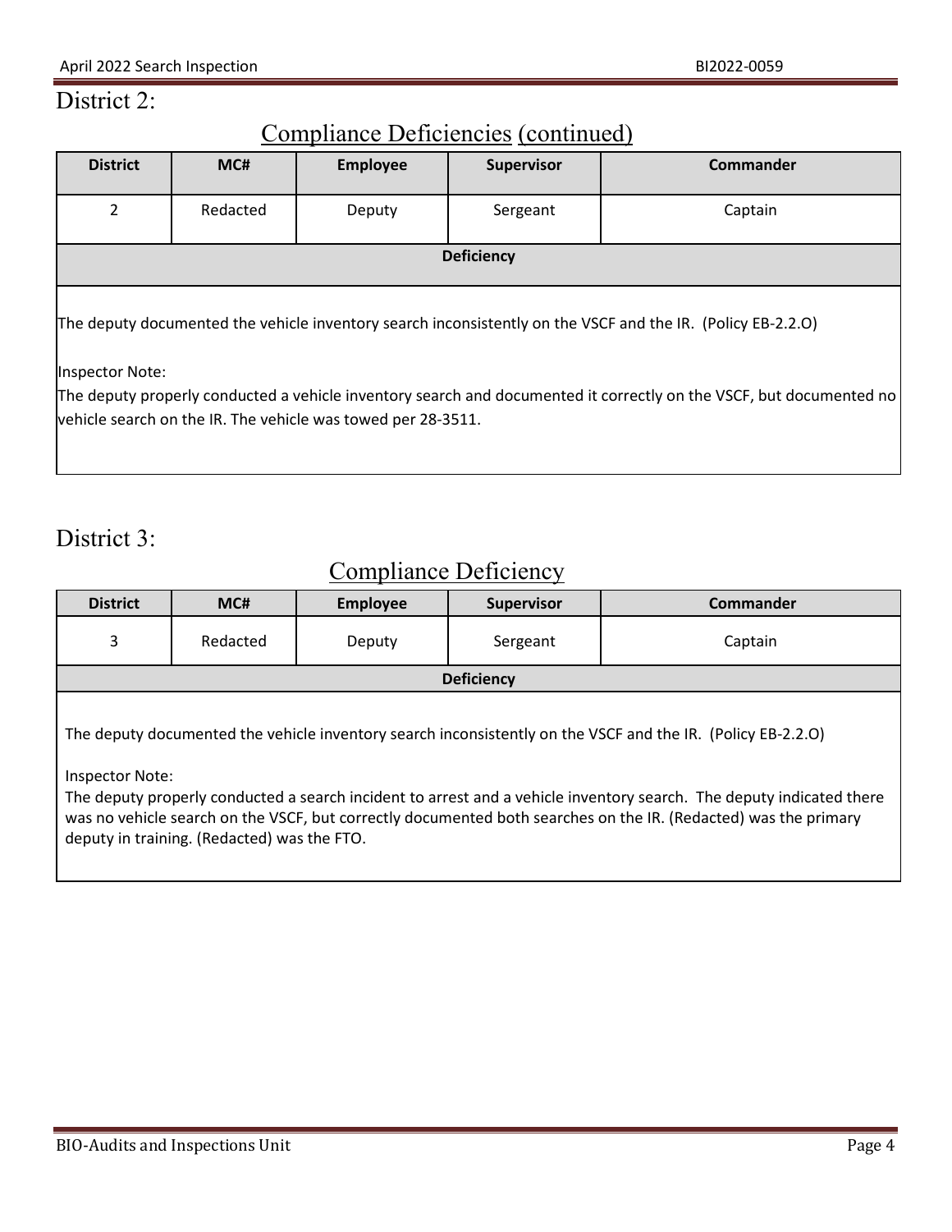## District 2:

### Compliance Deficiencies (continued)

| District | MC# | Employee | Supervisor | Commander |
|---|---|---|---|---|
| 2 | Redacted | Deputy | Sergeant | Captain |
| **Deficiency** | | | | |
| The deputy documented the vehicle inventory search inconsistently on the VSCF and the IR. (Policy EB-2.2.O)<br><br>Inspector Note:<br>The deputy properly conducted a vehicle inventory search and documented it correctly on the VSCF, but documented no vehicle search on the IR. The vehicle was towed per 28-3511. | | | | |

## District 3:

### Compliance Deficiency

| District | MC# | Employee | Supervisor | Commander |
|---|---|---|---|---|
| 3 | Redacted | Deputy | Sergeant | Captain |
| **Deficiency** | | | | |
| The deputy documented the vehicle inventory search inconsistently on the VSCF and the IR. (Policy EB-2.2.O)<br><br>Inspector Note:<br>The deputy properly conducted a search incident to arrest and a vehicle inventory search. The deputy indicated there was no vehicle search on the VSCF, but correctly documented both searches on the IR. (Redacted) was the primary deputy in training. (Redacted) was the FTO. | | | | |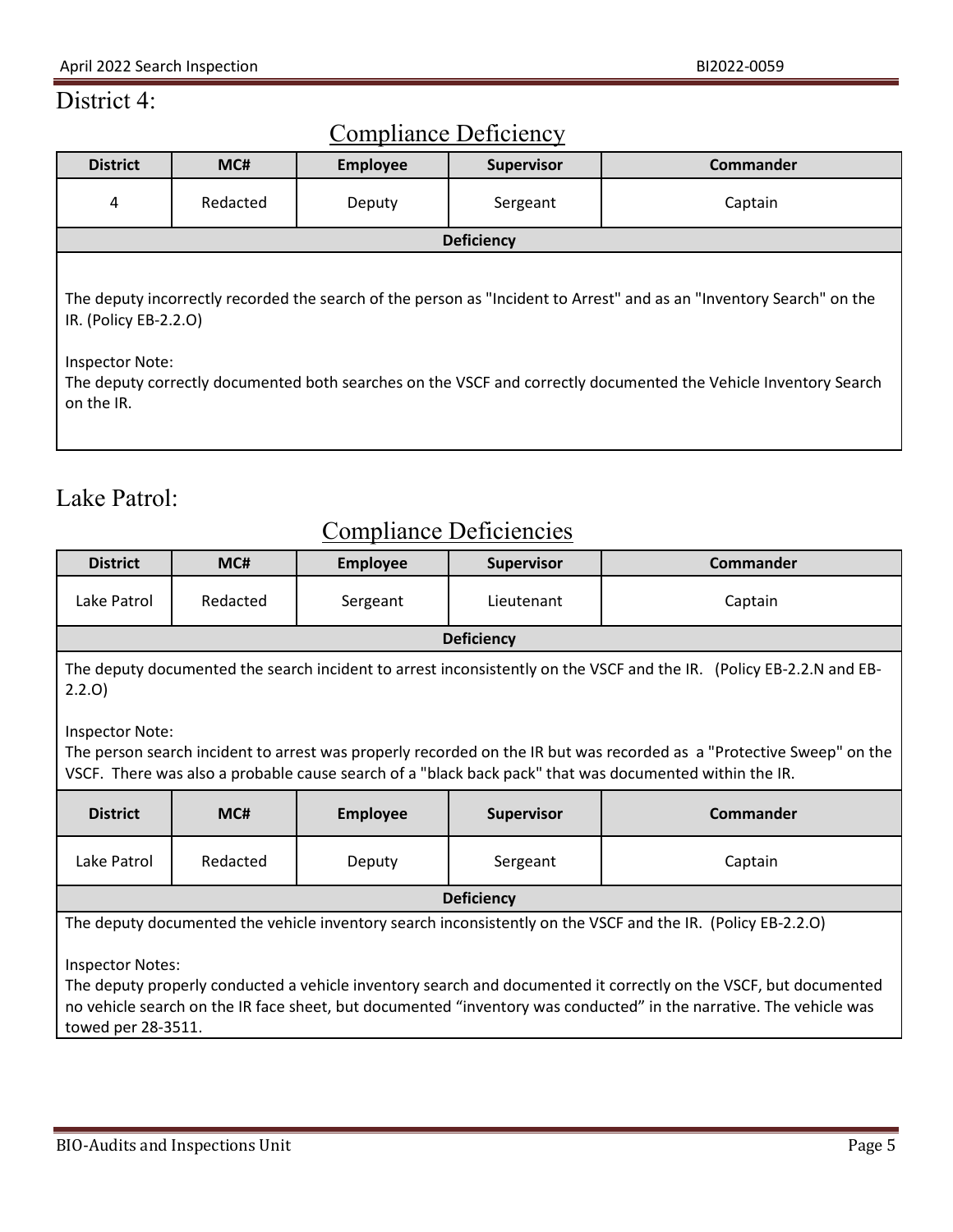## District 4:

### Compliance Deficiency

| District | MC# | Employee | Supervisor | Commander |
|---|---|---|---|---|
| 4 | Redacted | Deputy | Sergeant | Captain |
| **Deficiency** | | | | |
| The deputy incorrectly recorded the search of the person as "Incident to Arrest" and as an "Inventory Search" on the IR. (Policy EB-2.2.O)<br><br>Inspector Note:<br>The deputy correctly documented both searches on the VSCF and correctly documented the Vehicle Inventory Search on the IR. | | | | |

## Lake Patrol:

### Compliance Deficiencies

| District | MC# | Employee | Supervisor | Commander |
|---|---|---|---|---|
| Lake Patrol | Redacted | Sergeant | Lieutenant | Captain |
| **Deficiency** | | | | |
| The deputy documented the search incident to arrest inconsistently on the VSCF and the IR. (Policy EB-2.2.N and EB-2.2.O)<br><br>Inspector Note:<br>The person search incident to arrest was properly recorded on the IR but was recorded as a "Protective Sweep" on the VSCF. There was also a probable cause search of a "black back pack" that was documented within the IR. | | | | |
| **District** | **MC#** | **Employee** | **Supervisor** | **Commander** |
| Lake Patrol | Redacted | Deputy | Sergeant | Captain |
| **Deficiency** | | | | |
| The deputy documented the vehicle inventory search inconsistently on the VSCF and the IR. (Policy EB-2.2.O)<br><br>Inspector Notes:<br>The deputy properly conducted a vehicle inventory search and documented it correctly on the VSCF, but documented no vehicle search on the IR face sheet, but documented "inventory was conducted" in the narrative. The vehicle was towed per 28-3511. | | | | |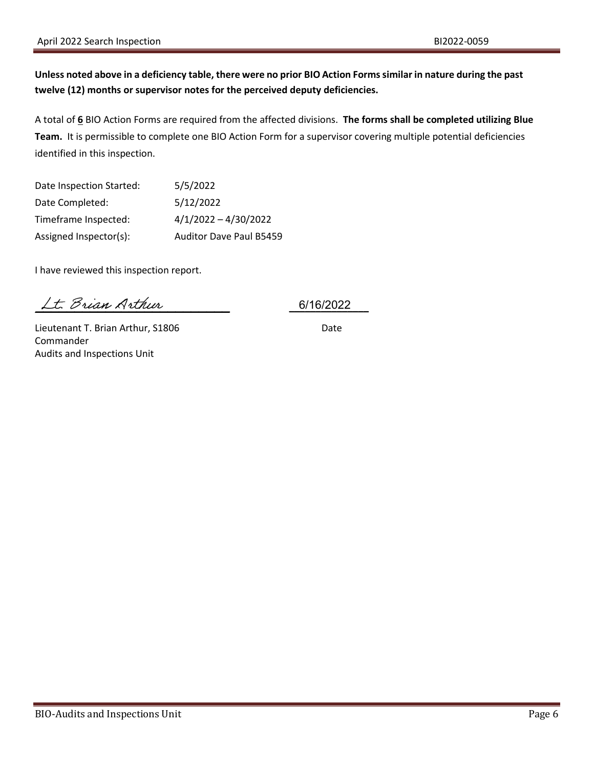**Unless noted above in a deficiency table, there were no prior BIO Action Forms similar in nature during the past twelve (12) months or supervisor notes for the perceived deputy deficiencies.**

A total of **6** BIO Action Forms are required from the affected divisions. **The forms shall be completed utilizing Blue Team.** It is permissible to complete one BIO Action Form for a supervisor covering multiple potential deficiencies identified in this inspection.

| | |
|---|---|
| Date Inspection Started: | 5/5/2022 |
| Date Completed: | 5/12/2022 |
| Timeframe Inspected: | 4/1/2022 – 4/30/2022 |
| Assigned Inspector(s): | Auditor Dave Paul B5459 |

I have reviewed this inspection report.

Lt. Brian Arthur — 6/16/2022

Lieutenant T. Brian Arthur, S1806 — Date
Commander
Audits and Inspections Unit